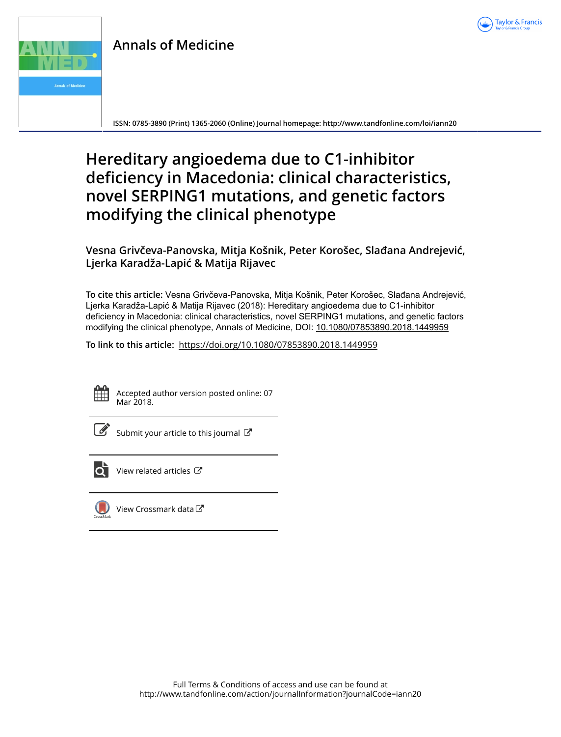Annals of Medicine

ISSN: 0785-3890 (Print) 1365-2060 (Online) Journal homepage: http://www.tandfonline.com/loi/iann20

# Hereditary angioedema due to C1-inhibitor deficiency in Macedonia: clinical characteristics, novel SERPING1 mutations, and genetic factors modifying the clinical phenotype

**Vesna Grivčeva-Panovska, Mitja Košnik, Peter Korošec, Slađana Andrejević, Ljerka Karadža-Lapić & Matija Rijavec**

**To cite this article:** Vesna Grivčeva-Panovska, Mitja Košnik, Peter Korošec, Slađana Andrejević, Ljerka Karadža-Lapić & Matija Rijavec (2018): Hereditary angioedema due to C1-inhibitor deficiency in Macedonia: clinical characteristics, novel SERPING1 mutations, and genetic factors modifying the clinical phenotype, Annals of Medicine, DOI: 10.1080/07853890.2018.1449959

**To link to this article:** https://doi.org/10.1080/07853890.2018.1449959

Accepted author version posted online: 07 Mar 2018.

Submit your article to this journal

View related articles

View Crossmark data

Full Terms & Conditions of access and use can be found at http://www.tandfonline.com/action/journalInformation?journalCode=iann20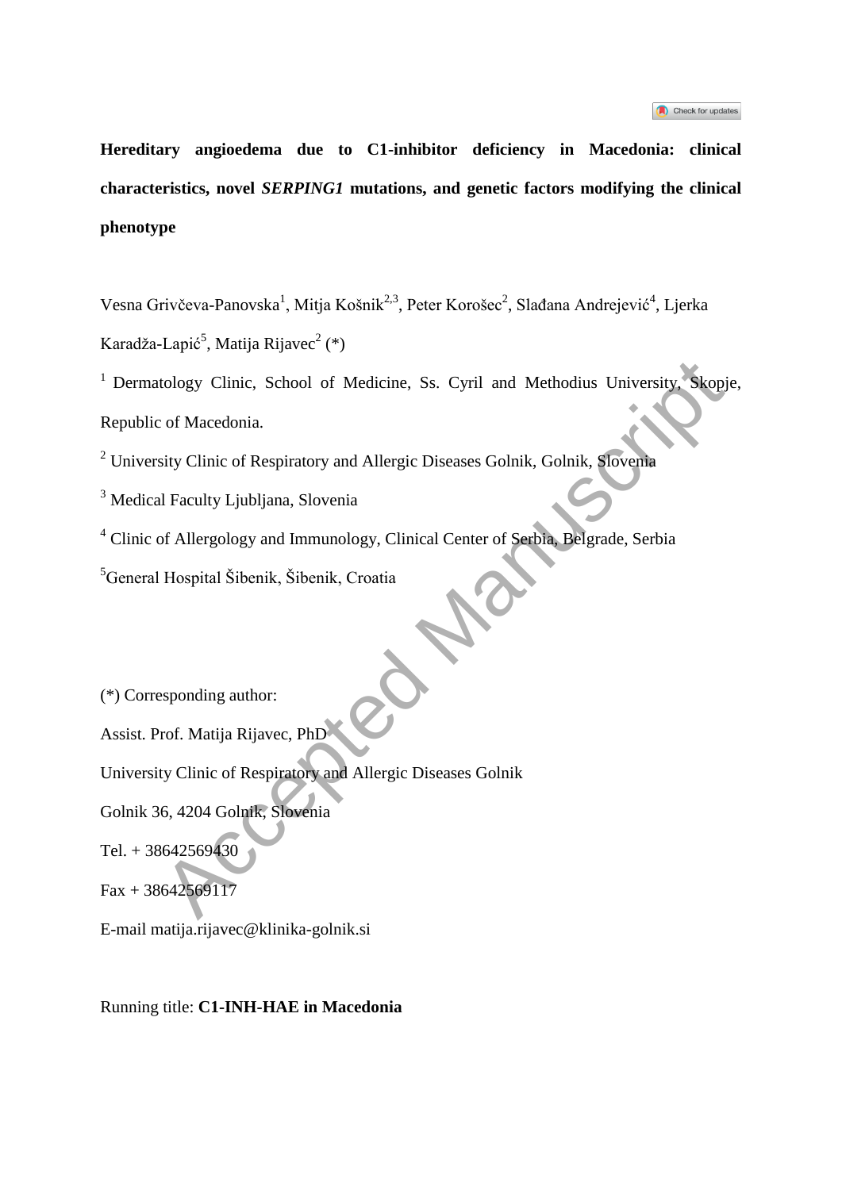**Hereditary angioedema due to C1-inhibitor deficiency in Macedonia: clinical characteristics, novel *SERPING1* mutations, and genetic factors modifying the clinical phenotype**

Vesna Grivčeva-Panovska[1], Mitja Košnik[2,3], Peter Korošec[2], Slađana Andrejević[4], Ljerka Karadža-Lapić[5], Matija Rijavec[2] (*)

[1] Dermatology Clinic, School of Medicine, Ss. Cyril and Methodius University, Skopje, Republic of Macedonia.

[2] University Clinic of Respiratory and Allergic Diseases Golnik, Golnik, Slovenia

[3] Medical Faculty Ljubljana, Slovenia

[4] Clinic of Allergology and Immunology, Clinical Center of Serbia, Belgrade, Serbia

[5] General Hospital Šibenik, Šibenik, Croatia

(*) Corresponding author:

Assist. Prof. Matija Rijavec, PhD

University Clinic of Respiratory and Allergic Diseases Golnik

Golnik 36, 4204 Golnik, Slovenia

Tel. + 38642569430

Fax + 38642569117

E-mail matija.rijavec@klinika-golnik.si

Running title: **C1-INH-HAE in Macedonia**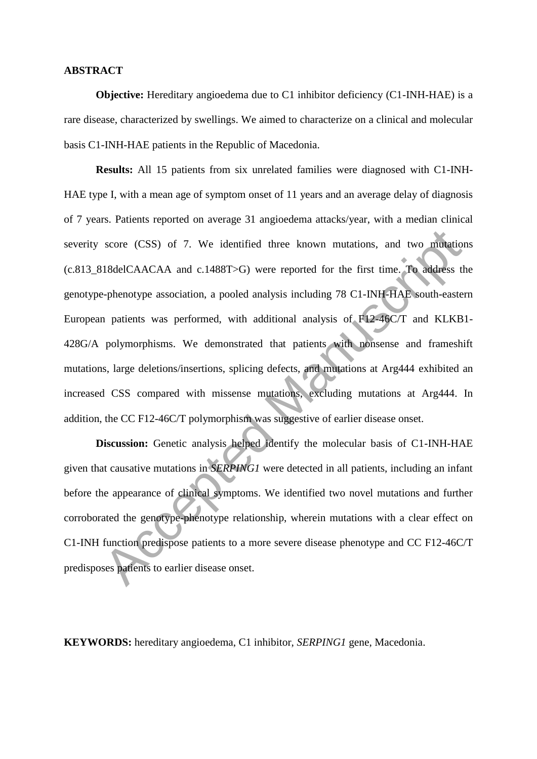**ABSTRACT**

**Objective:** Hereditary angioedema due to C1 inhibitor deficiency (C1-INH-HAE) is a rare disease, characterized by swellings. We aimed to characterize on a clinical and molecular basis C1-INH-HAE patients in the Republic of Macedonia.

**Results:** All 15 patients from six unrelated families were diagnosed with C1-INH-HAE type I, with a mean age of symptom onset of 11 years and an average delay of diagnosis of 7 years. Patients reported on average 31 angioedema attacks/year, with a median clinical severity score (CSS) of 7. We identified three known mutations, and two mutations (c.813_818delCAACAA and c.1488T>G) were reported for the first time. To address the genotype-phenotype association, a pooled analysis including 78 C1-INH-HAE south-eastern European patients was performed, with additional analysis of F12-46C/T and KLKB1-428G/A polymorphisms. We demonstrated that patients with nonsense and frameshift mutations, large deletions/insertions, splicing defects, and mutations at Arg444 exhibited an increased CSS compared with missense mutations, excluding mutations at Arg444. In addition, the CC F12-46C/T polymorphism was suggestive of earlier disease onset.

**Discussion:** Genetic analysis helped identify the molecular basis of C1-INH-HAE given that causative mutations in *SERPING1* were detected in all patients, including an infant before the appearance of clinical symptoms. We identified two novel mutations and further corroborated the genotype-phenotype relationship, wherein mutations with a clear effect on C1-INH function predispose patients to a more severe disease phenotype and CC F12-46C/T predisposes patients to earlier disease onset.

**KEYWORDS:** hereditary angioedema, C1 inhibitor, *SERPING1* gene, Macedonia.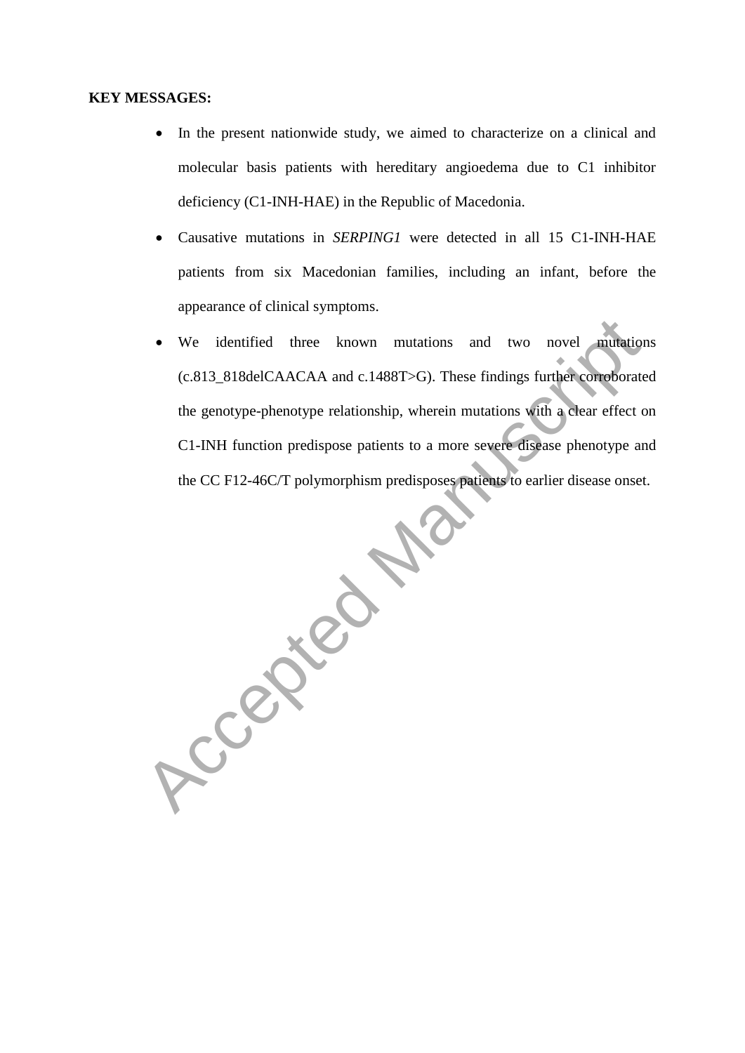**KEY MESSAGES:**

- In the present nationwide study, we aimed to characterize on a clinical and molecular basis patients with hereditary angioedema due to C1 inhibitor deficiency (C1-INH-HAE) in the Republic of Macedonia.
- Causative mutations in *SERPING1* were detected in all 15 C1-INH-HAE patients from six Macedonian families, including an infant, before the appearance of clinical symptoms.
- We identified three known mutations and two novel mutations (c.813_818delCAACAA and c.1488T>G). These findings further corroborated the genotype-phenotype relationship, wherein mutations with a clear effect on C1-INH function predispose patients to a more severe disease phenotype and the CC F12-46C/T polymorphism predisposes patients to earlier disease onset.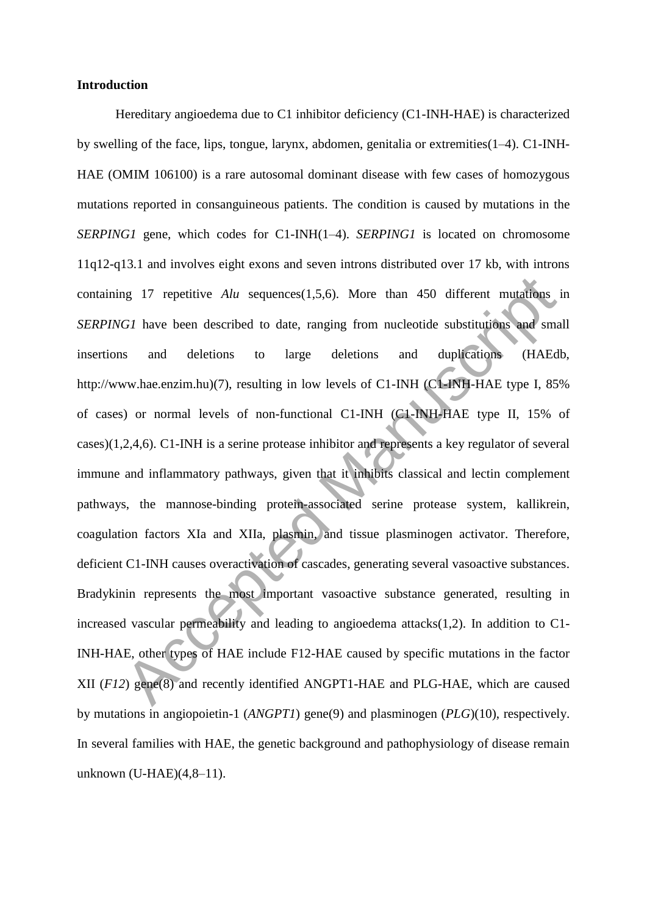## Introduction

Hereditary angioedema due to C1 inhibitor deficiency (C1-INH-HAE) is characterized by swelling of the face, lips, tongue, larynx, abdomen, genitalia or extremities(1–4). C1-INH-HAE (OMIM 106100) is a rare autosomal dominant disease with few cases of homozygous mutations reported in consanguineous patients. The condition is caused by mutations in the *SERPING1* gene, which codes for C1-INH(1–4). *SERPING1* is located on chromosome 11q12-q13.1 and involves eight exons and seven introns distributed over 17 kb, with introns containing 17 repetitive *Alu* sequences(1,5,6). More than 450 different mutations in *SERPING1* have been described to date, ranging from nucleotide substitutions and small insertions and deletions to large deletions and duplications (HAEdb, http://www.hae.enzim.hu)(7), resulting in low levels of C1-INH (C1-INH-HAE type I, 85% of cases) or normal levels of non-functional C1-INH (C1-INH-HAE type II, 15% of cases)(1,2,4,6). C1-INH is a serine protease inhibitor and represents a key regulator of several immune and inflammatory pathways, given that it inhibits classical and lectin complement pathways, the mannose-binding protein-associated serine protease system, kallikrein, coagulation factors XIa and XIIa, plasmin, and tissue plasminogen activator. Therefore, deficient C1-INH causes overactivation of cascades, generating several vasoactive substances. Bradykinin represents the most important vasoactive substance generated, resulting in increased vascular permeability and leading to angioedema attacks(1,2). In addition to C1-INH-HAE, other types of HAE include F12-HAE caused by specific mutations in the factor XII (*F12*) gene(8) and recently identified ANGPT1-HAE and PLG-HAE, which are caused by mutations in angiopoietin-1 (*ANGPT1*) gene(9) and plasminogen (*PLG*)(10), respectively. In several families with HAE, the genetic background and pathophysiology of disease remain unknown (U-HAE)(4,8–11).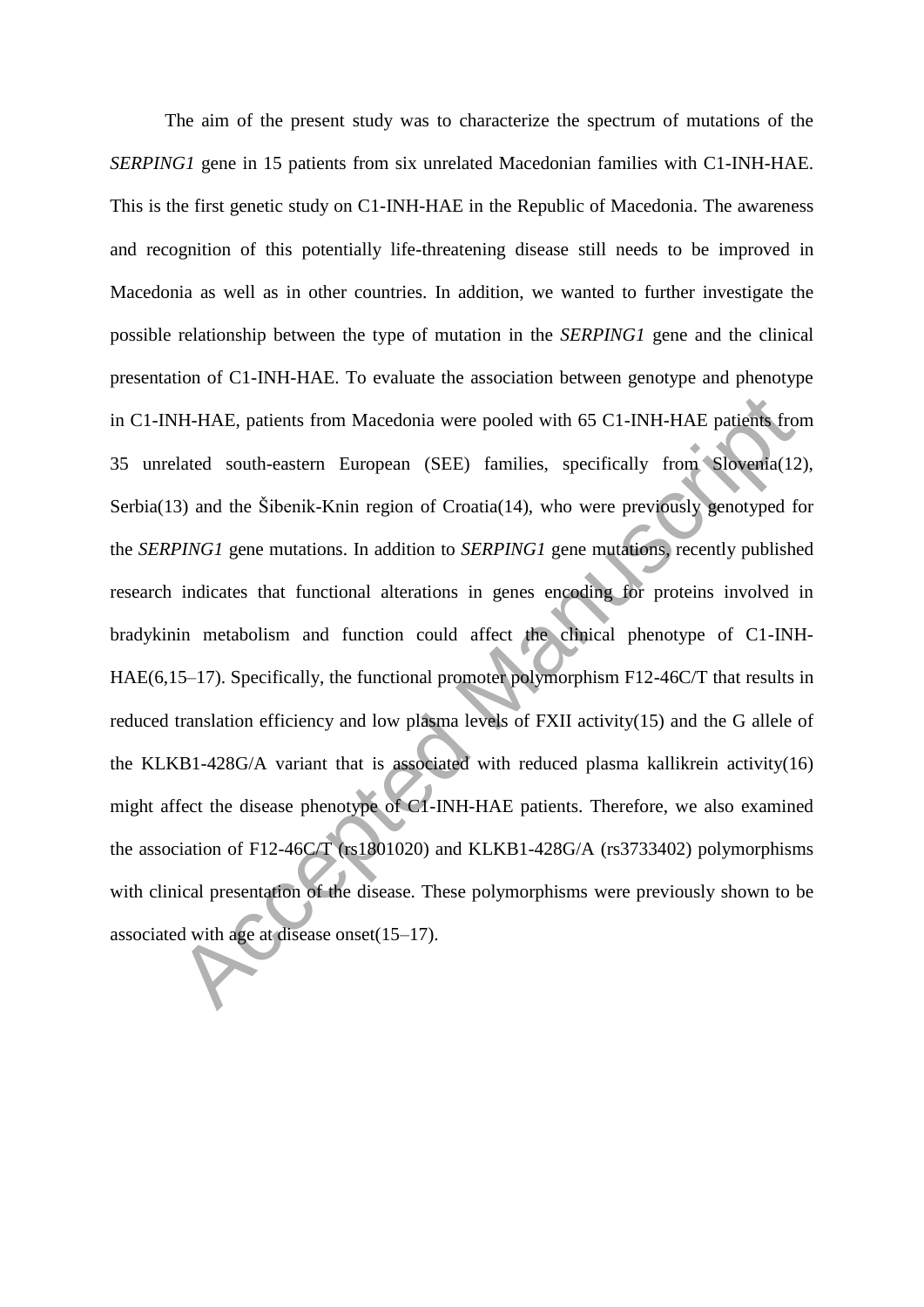The aim of the present study was to characterize the spectrum of mutations of the *SERPING1* gene in 15 patients from six unrelated Macedonian families with C1-INH-HAE. This is the first genetic study on C1-INH-HAE in the Republic of Macedonia. The awareness and recognition of this potentially life-threatening disease still needs to be improved in Macedonia as well as in other countries. In addition, we wanted to further investigate the possible relationship between the type of mutation in the *SERPING1* gene and the clinical presentation of C1-INH-HAE. To evaluate the association between genotype and phenotype in C1-INH-HAE, patients from Macedonia were pooled with 65 C1-INH-HAE patients from 35 unrelated south-eastern European (SEE) families, specifically from Slovenia(12), Serbia(13) and the Šibenik-Knin region of Croatia(14), who were previously genotyped for the *SERPING1* gene mutations. In addition to *SERPING1* gene mutations, recently published research indicates that functional alterations in genes encoding for proteins involved in bradykinin metabolism and function could affect the clinical phenotype of C1-INH-HAE(6,15–17). Specifically, the functional promoter polymorphism F12-46C/T that results in reduced translation efficiency and low plasma levels of FXII activity(15) and the G allele of the KLKB1-428G/A variant that is associated with reduced plasma kallikrein activity(16) might affect the disease phenotype of C1-INH-HAE patients. Therefore, we also examined the association of F12-46C/T (rs1801020) and KLKB1-428G/A (rs3733402) polymorphisms with clinical presentation of the disease. These polymorphisms were previously shown to be associated with age at disease onset(15–17).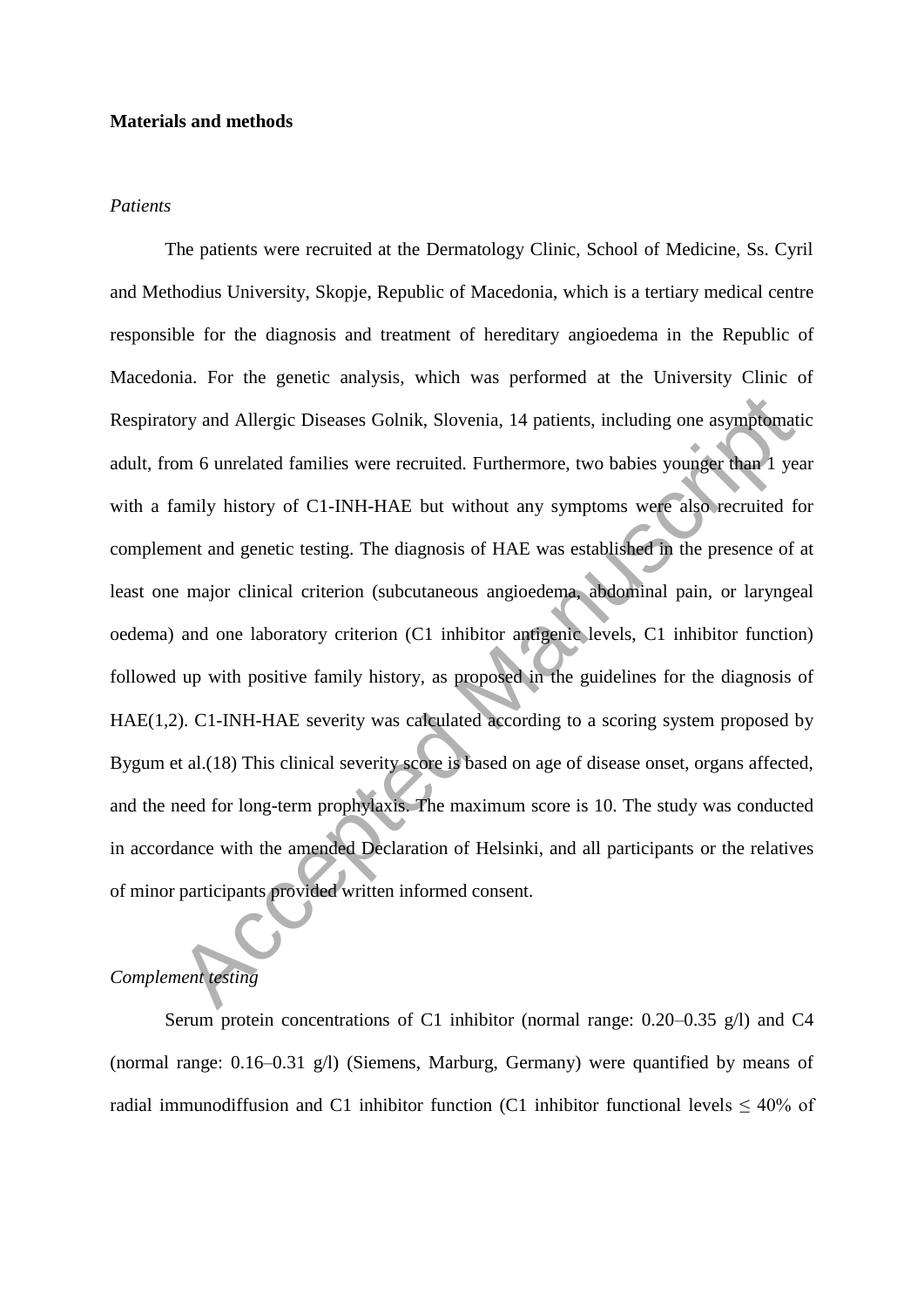**Materials and methods**

*Patients*

The patients were recruited at the Dermatology Clinic, School of Medicine, Ss. Cyril and Methodius University, Skopje, Republic of Macedonia, which is a tertiary medical centre responsible for the diagnosis and treatment of hereditary angioedema in the Republic of Macedonia. For the genetic analysis, which was performed at the University Clinic of Respiratory and Allergic Diseases Golnik, Slovenia, 14 patients, including one asymptomatic adult, from 6 unrelated families were recruited. Furthermore, two babies younger than 1 year with a family history of C1-INH-HAE but without any symptoms were also recruited for complement and genetic testing. The diagnosis of HAE was established in the presence of at least one major clinical criterion (subcutaneous angioedema, abdominal pain, or laryngeal oedema) and one laboratory criterion (C1 inhibitor antigenic levels, C1 inhibitor function) followed up with positive family history, as proposed in the guidelines for the diagnosis of HAE(1,2). C1-INH-HAE severity was calculated according to a scoring system proposed by Bygum et al.(18) This clinical severity score is based on age of disease onset, organs affected, and the need for long-term prophylaxis. The maximum score is 10. The study was conducted in accordance with the amended Declaration of Helsinki, and all participants or the relatives of minor participants provided written informed consent.

*Complement testing*

Serum protein concentrations of C1 inhibitor (normal range: 0.20–0.35 g/l) and C4 (normal range: 0.16–0.31 g/l) (Siemens, Marburg, Germany) were quantified by means of radial immunodiffusion and C1 inhibitor function (C1 inhibitor functional levels ≤ 40% of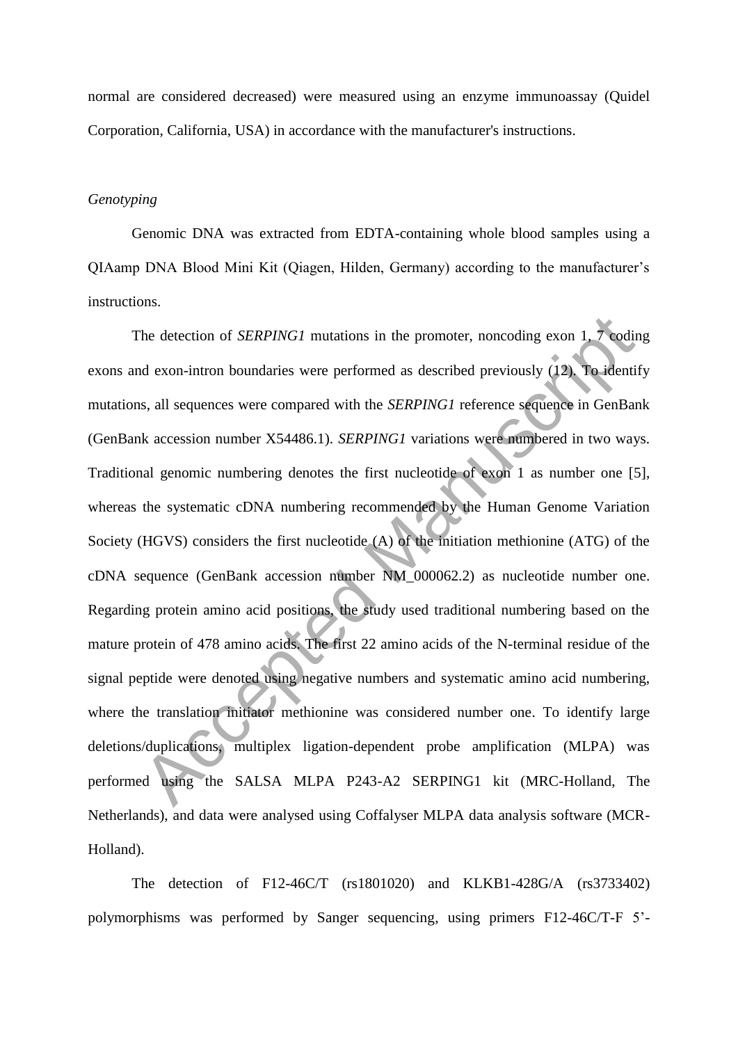normal are considered decreased) were measured using an enzyme immunoassay (Quidel Corporation, California, USA) in accordance with the manufacturer's instructions.

*Genotyping*

Genomic DNA was extracted from EDTA-containing whole blood samples using a QIAamp DNA Blood Mini Kit (Qiagen, Hilden, Germany) according to the manufacturer's instructions.

The detection of *SERPING1* mutations in the promoter, noncoding exon 1, 7 coding exons and exon-intron boundaries were performed as described previously (12). To identify mutations, all sequences were compared with the *SERPING1* reference sequence in GenBank (GenBank accession number X54486.1). *SERPING1* variations were numbered in two ways. Traditional genomic numbering denotes the first nucleotide of exon 1 as number one [5], whereas the systematic cDNA numbering recommended by the Human Genome Variation Society (HGVS) considers the first nucleotide (A) of the initiation methionine (ATG) of the cDNA sequence (GenBank accession number NM_000062.2) as nucleotide number one. Regarding protein amino acid positions, the study used traditional numbering based on the mature protein of 478 amino acids. The first 22 amino acids of the N-terminal residue of the signal peptide were denoted using negative numbers and systematic amino acid numbering, where the translation initiator methionine was considered number one. To identify large deletions/duplications, multiplex ligation-dependent probe amplification (MLPA) was performed using the SALSA MLPA P243-A2 SERPING1 kit (MRC-Holland, The Netherlands), and data were analysed using Coffalyser MLPA data analysis software (MCR-Holland).

The detection of F12-46C/T (rs1801020) and KLKB1-428G/A (rs3733402) polymorphisms was performed by Sanger sequencing, using primers F12-46C/T-F 5'-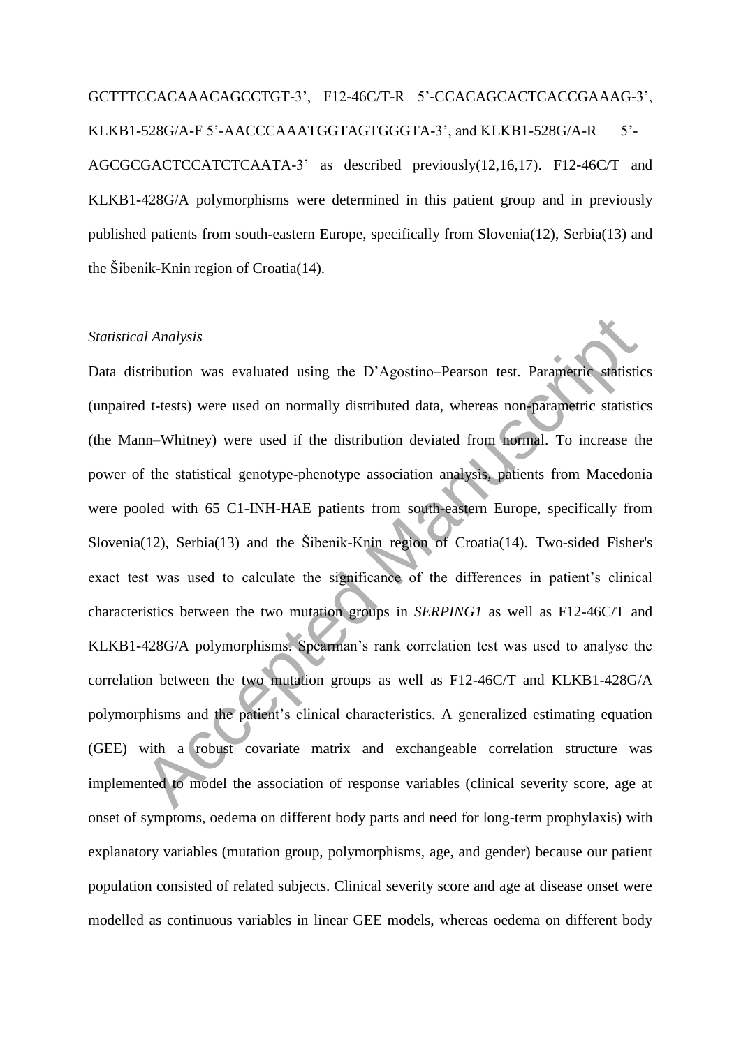GCTTTCCACAAACAGCCTGT-3’, F12-46C/T-R 5’-CCACAGCACTCACCGAAAG-3’, KLKB1-528G/A-F 5’-AACCCAAATGGTAGTGGGTA-3’, and KLKB1-528G/A-R 5’-AGCGCGACTCCATCTCAATA-3’ as described previously(12,16,17). F12-46C/T and KLKB1-428G/A polymorphisms were determined in this patient group and in previously published patients from south-eastern Europe, specifically from Slovenia(12), Serbia(13) and the Šibenik-Knin region of Croatia(14).

*Statistical Analysis*

Data distribution was evaluated using the D’Agostino–Pearson test. Parametric statistics (unpaired t-tests) were used on normally distributed data, whereas non-parametric statistics (the Mann–Whitney) were used if the distribution deviated from normal. To increase the power of the statistical genotype-phenotype association analysis, patients from Macedonia were pooled with 65 C1-INH-HAE patients from south-eastern Europe, specifically from Slovenia(12), Serbia(13) and the Šibenik-Knin region of Croatia(14). Two-sided Fisher's exact test was used to calculate the significance of the differences in patient’s clinical characteristics between the two mutation groups in *SERPING1* as well as F12-46C/T and KLKB1-428G/A polymorphisms. Spearman’s rank correlation test was used to analyse the correlation between the two mutation groups as well as F12-46C/T and KLKB1-428G/A polymorphisms and the patient’s clinical characteristics. A generalized estimating equation (GEE) with a robust covariate matrix and exchangeable correlation structure was implemented to model the association of response variables (clinical severity score, age at onset of symptoms, oedema on different body parts and need for long-term prophylaxis) with explanatory variables (mutation group, polymorphisms, age, and gender) because our patient population consisted of related subjects. Clinical severity score and age at disease onset were modelled as continuous variables in linear GEE models, whereas oedema on different body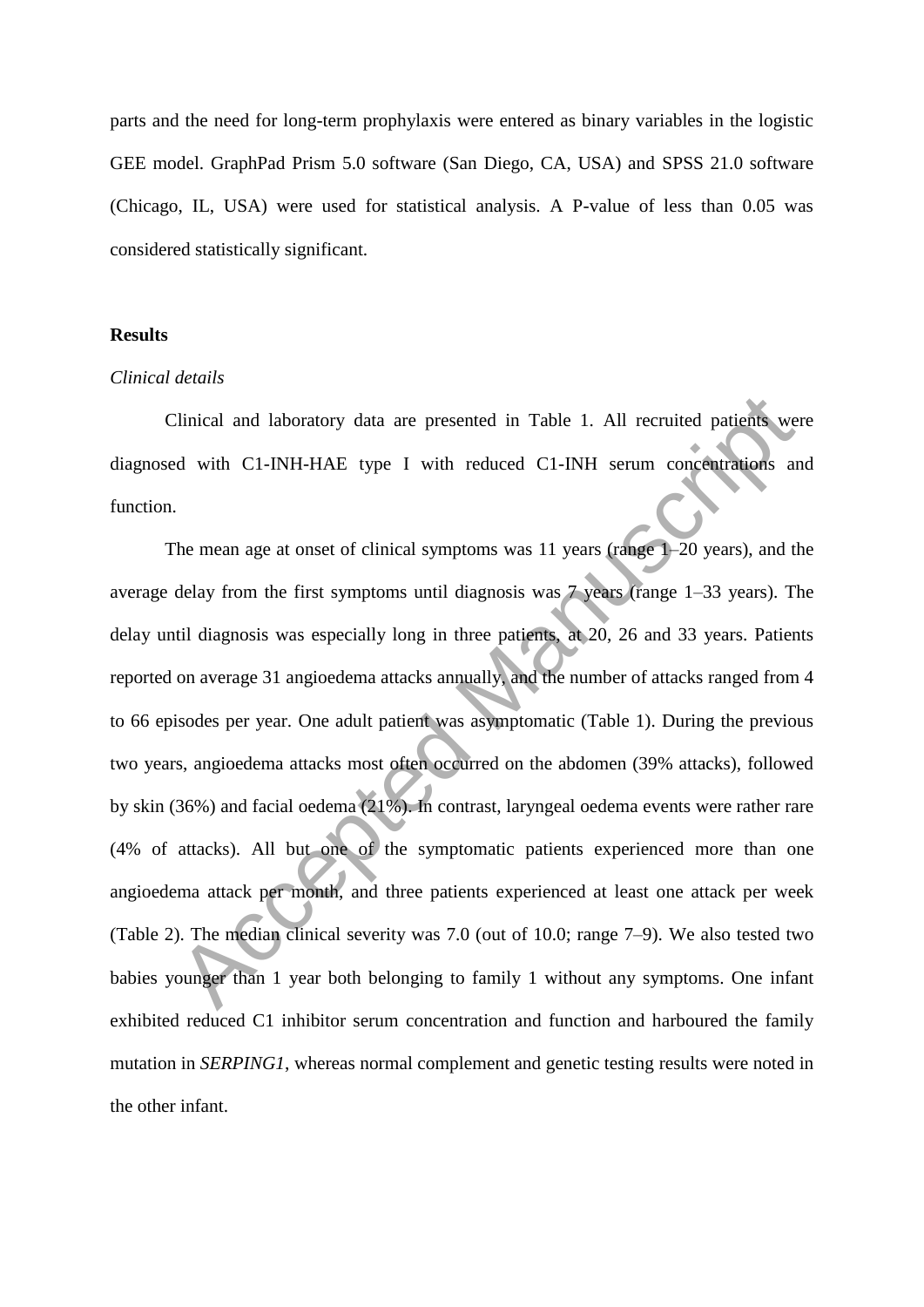parts and the need for long-term prophylaxis were entered as binary variables in the logistic GEE model. GraphPad Prism 5.0 software (San Diego, CA, USA) and SPSS 21.0 software (Chicago, IL, USA) were used for statistical analysis. A P-value of less than 0.05 was considered statistically significant.

## Results

### *Clinical details*

Clinical and laboratory data are presented in Table 1. All recruited patients were diagnosed with C1-INH-HAE type I with reduced C1-INH serum concentrations and function.

The mean age at onset of clinical symptoms was 11 years (range 1–20 years), and the average delay from the first symptoms until diagnosis was 7 years (range 1–33 years). The delay until diagnosis was especially long in three patients, at 20, 26 and 33 years. Patients reported on average 31 angioedema attacks annually, and the number of attacks ranged from 4 to 66 episodes per year. One adult patient was asymptomatic (Table 1). During the previous two years, angioedema attacks most often occurred on the abdomen (39% attacks), followed by skin (36%) and facial oedema (21%). In contrast, laryngeal oedema events were rather rare (4% of attacks). All but one of the symptomatic patients experienced more than one angioedema attack per month, and three patients experienced at least one attack per week (Table 2). The median clinical severity was 7.0 (out of 10.0; range 7–9). We also tested two babies younger than 1 year both belonging to family 1 without any symptoms. One infant exhibited reduced C1 inhibitor serum concentration and function and harboured the family mutation in *SERPING1*, whereas normal complement and genetic testing results were noted in the other infant.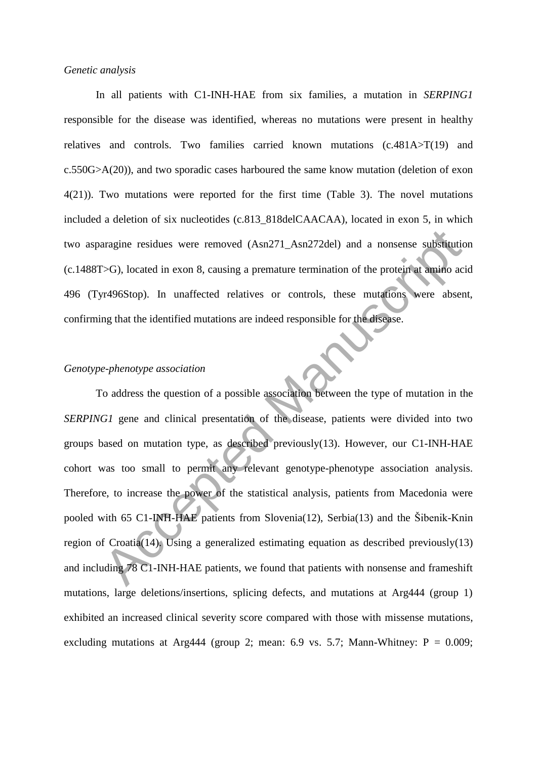*Genetic analysis*

In all patients with C1-INH-HAE from six families, a mutation in *SERPING1* responsible for the disease was identified, whereas no mutations were present in healthy relatives and controls. Two families carried known mutations (c.481A>T(19) and c.550G>A(20)), and two sporadic cases harboured the same know mutation (deletion of exon 4(21)). Two mutations were reported for the first time (Table 3). The novel mutations included a deletion of six nucleotides (c.813_818delCAACAA), located in exon 5, in which two asparagine residues were removed (Asn271_Asn272del) and a nonsense substitution (c.1488T>G), located in exon 8, causing a premature termination of the protein at amino acid 496 (Tyr496Stop). In unaffected relatives or controls, these mutations were absent, confirming that the identified mutations are indeed responsible for the disease.

*Genotype-phenotype association*

To address the question of a possible association between the type of mutation in the *SERPING1* gene and clinical presentation of the disease, patients were divided into two groups based on mutation type, as described previously(13). However, our C1-INH-HAE cohort was too small to permit any relevant genotype-phenotype association analysis. Therefore, to increase the power of the statistical analysis, patients from Macedonia were pooled with 65 C1-INH-HAE patients from Slovenia(12), Serbia(13) and the Šibenik-Knin region of Croatia(14). Using a generalized estimating equation as described previously(13) and including 78 C1-INH-HAE patients, we found that patients with nonsense and frameshift mutations, large deletions/insertions, splicing defects, and mutations at Arg444 (group 1) exhibited an increased clinical severity score compared with those with missense mutations, excluding mutations at Arg444 (group 2; mean: 6.9 vs. 5.7; Mann-Whitney: $P = 0.009$;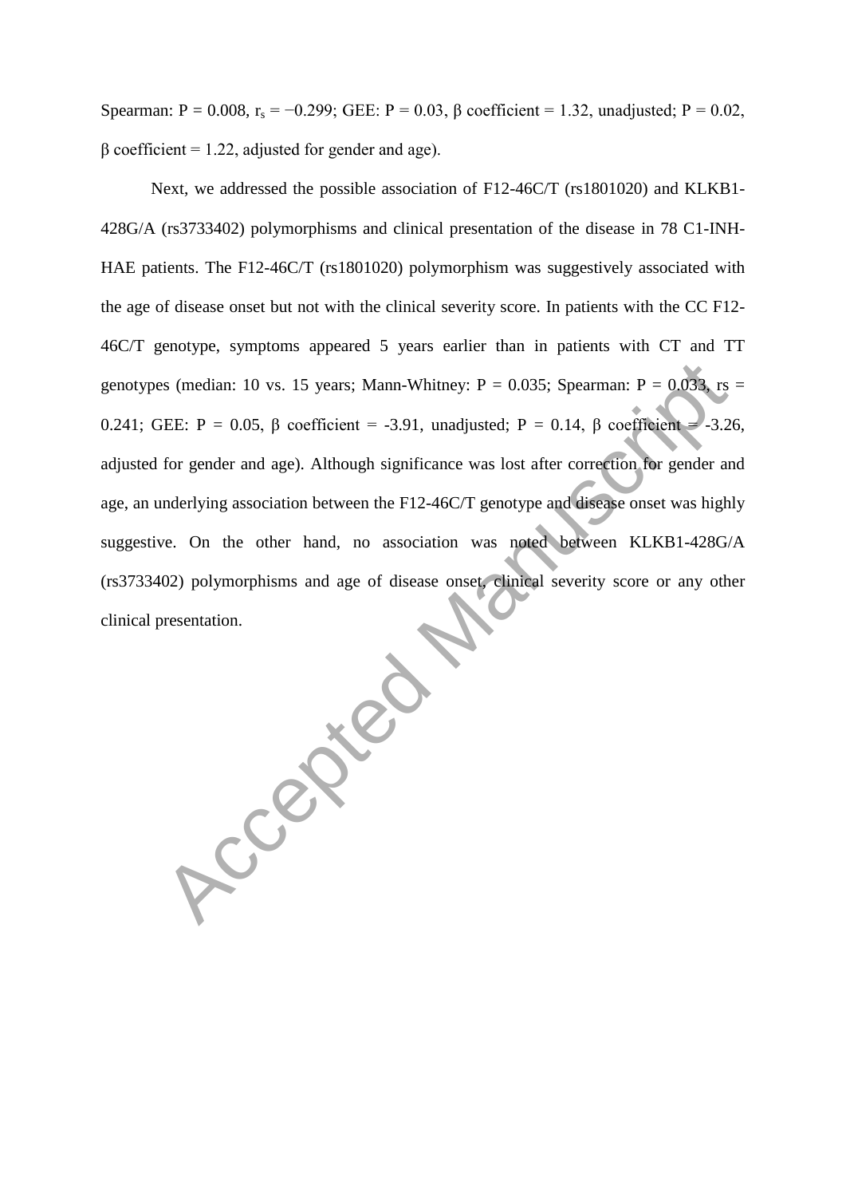Spearman: P = 0.008, $r_s = -0.299$; GEE: P = 0.03, β coefficient = 1.32, unadjusted; P = 0.02, β coefficient = 1.22, adjusted for gender and age).

Next, we addressed the possible association of F12-46C/T (rs1801020) and KLKB1-428G/A (rs3733402) polymorphisms and clinical presentation of the disease in 78 C1-INH-HAE patients. The F12-46C/T (rs1801020) polymorphism was suggestively associated with the age of disease onset but not with the clinical severity score. In patients with the CC F12-46C/T genotype, symptoms appeared 5 years earlier than in patients with CT and TT genotypes (median: 10 vs. 15 years; Mann-Whitney: P = 0.035; Spearman: P = 0.033, rs = 0.241; GEE: P = 0.05, β coefficient = -3.91, unadjusted; P = 0.14, β coefficient = -3.26, adjusted for gender and age). Although significance was lost after correction for gender and age, an underlying association between the F12-46C/T genotype and disease onset was highly suggestive. On the other hand, no association was noted between KLKB1-428G/A (rs3733402) polymorphisms and age of disease onset, clinical severity score or any other clinical presentation.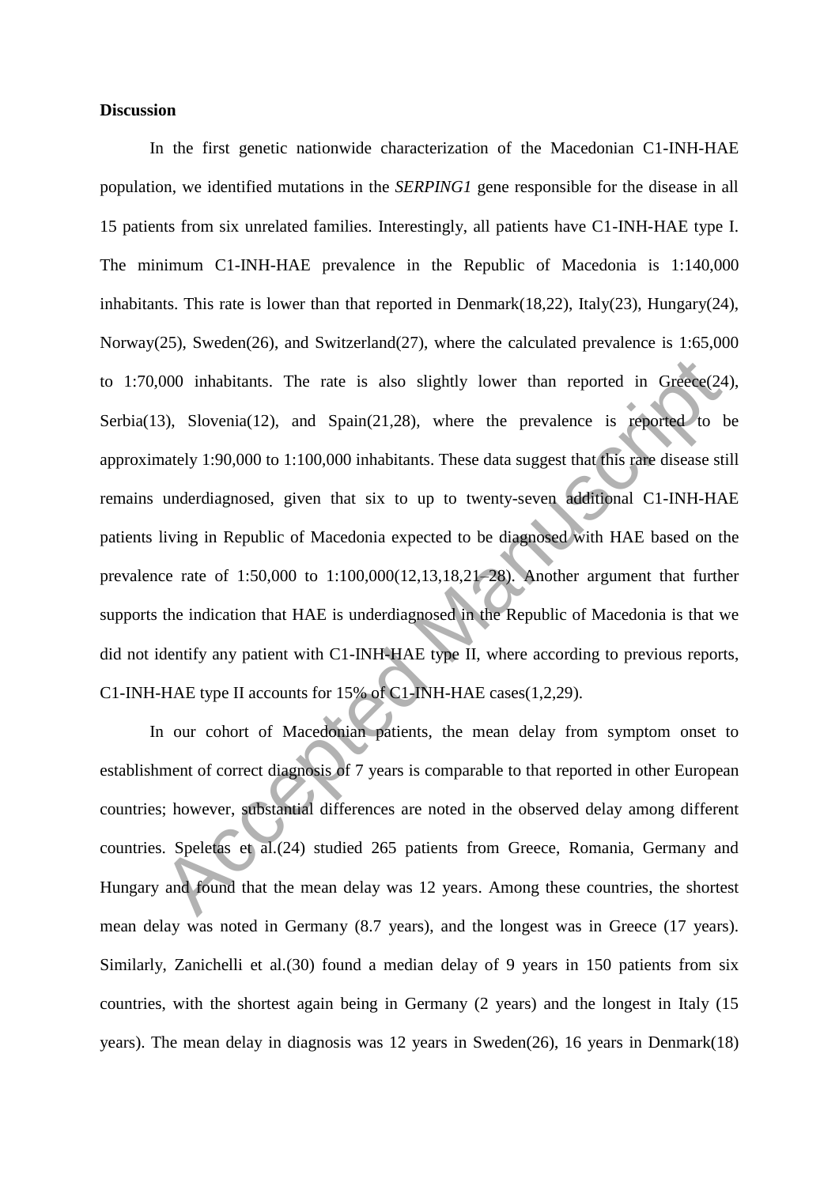**Discussion**

In the first genetic nationwide characterization of the Macedonian C1-INH-HAE population, we identified mutations in the *SERPING1* gene responsible for the disease in all 15 patients from six unrelated families. Interestingly, all patients have C1-INH-HAE type I. The minimum C1-INH-HAE prevalence in the Republic of Macedonia is 1:140,000 inhabitants. This rate is lower than that reported in Denmark(18,22), Italy(23), Hungary(24), Norway(25), Sweden(26), and Switzerland(27), where the calculated prevalence is 1:65,000 to 1:70,000 inhabitants. The rate is also slightly lower than reported in Greece(24), Serbia(13), Slovenia(12), and Spain(21,28), where the prevalence is reported to be approximately 1:90,000 to 1:100,000 inhabitants. These data suggest that this rare disease still remains underdiagnosed, given that six to up to twenty-seven additional C1-INH-HAE patients living in Republic of Macedonia expected to be diagnosed with HAE based on the prevalence rate of 1:50,000 to 1:100,000(12,13,18,21-28). Another argument that further supports the indication that HAE is underdiagnosed in the Republic of Macedonia is that we did not identify any patient with C1-INH-HAE type II, where according to previous reports, C1-INH-HAE type II accounts for 15% of C1-INH-HAE cases(1,2,29).

In our cohort of Macedonian patients, the mean delay from symptom onset to establishment of correct diagnosis of 7 years is comparable to that reported in other European countries; however, substantial differences are noted in the observed delay among different countries. Speletas et al.(24) studied 265 patients from Greece, Romania, Germany and Hungary and found that the mean delay was 12 years. Among these countries, the shortest mean delay was noted in Germany (8.7 years), and the longest was in Greece (17 years). Similarly, Zanichelli et al.(30) found a median delay of 9 years in 150 patients from six countries, with the shortest again being in Germany (2 years) and the longest in Italy (15 years). The mean delay in diagnosis was 12 years in Sweden(26), 16 years in Denmark(18)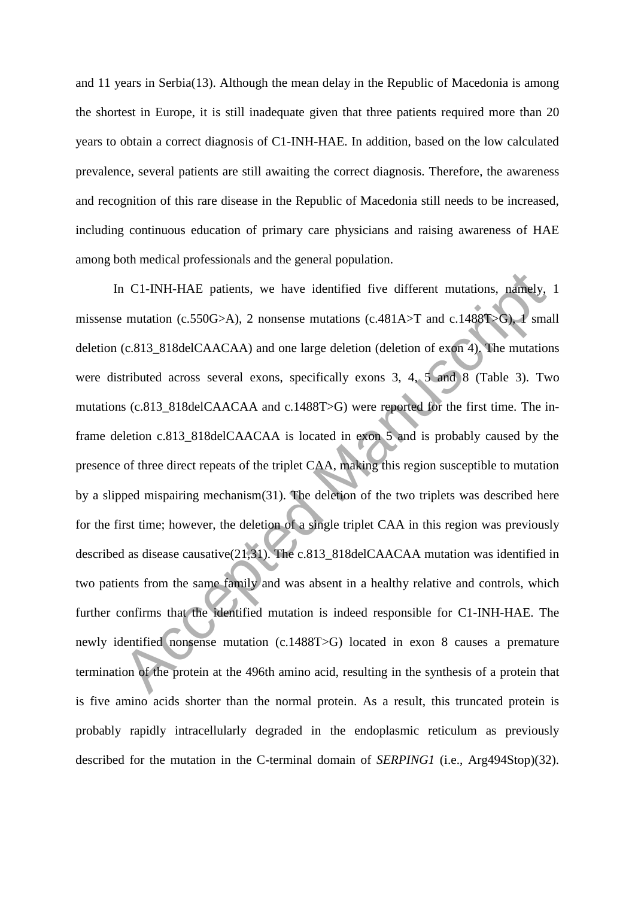and 11 years in Serbia(13). Although the mean delay in the Republic of Macedonia is among the shortest in Europe, it is still inadequate given that three patients required more than 20 years to obtain a correct diagnosis of C1-INH-HAE. In addition, based on the low calculated prevalence, several patients are still awaiting the correct diagnosis. Therefore, the awareness and recognition of this rare disease in the Republic of Macedonia still needs to be increased, including continuous education of primary care physicians and raising awareness of HAE among both medical professionals and the general population.

In C1-INH-HAE patients, we have identified five different mutations, namely, 1 missense mutation (c.550G>A), 2 nonsense mutations (c.481A>T and c.1488T>G), 1 small deletion (c.813_818delCAACAA) and one large deletion (deletion of exon 4). The mutations were distributed across several exons, specifically exons 3, 4, 5 and 8 (Table 3). Two mutations (c.813_818delCAACAA and c.1488T>G) were reported for the first time. The in-frame deletion c.813_818delCAACAA is located in exon 5 and is probably caused by the presence of three direct repeats of the triplet CAA, making this region susceptible to mutation by a slipped mispairing mechanism(31). The deletion of the two triplets was described here for the first time; however, the deletion of a single triplet CAA in this region was previously described as disease causative(21,31). The c.813_818delCAACAA mutation was identified in two patients from the same family and was absent in a healthy relative and controls, which further confirms that the identified mutation is indeed responsible for C1-INH-HAE. The newly identified nonsense mutation (c.1488T>G) located in exon 8 causes a premature termination of the protein at the 496th amino acid, resulting in the synthesis of a protein that is five amino acids shorter than the normal protein. As a result, this truncated protein is probably rapidly intracellularly degraded in the endoplasmic reticulum as previously described for the mutation in the C-terminal domain of *SERPING1* (i.e., Arg494Stop)(32).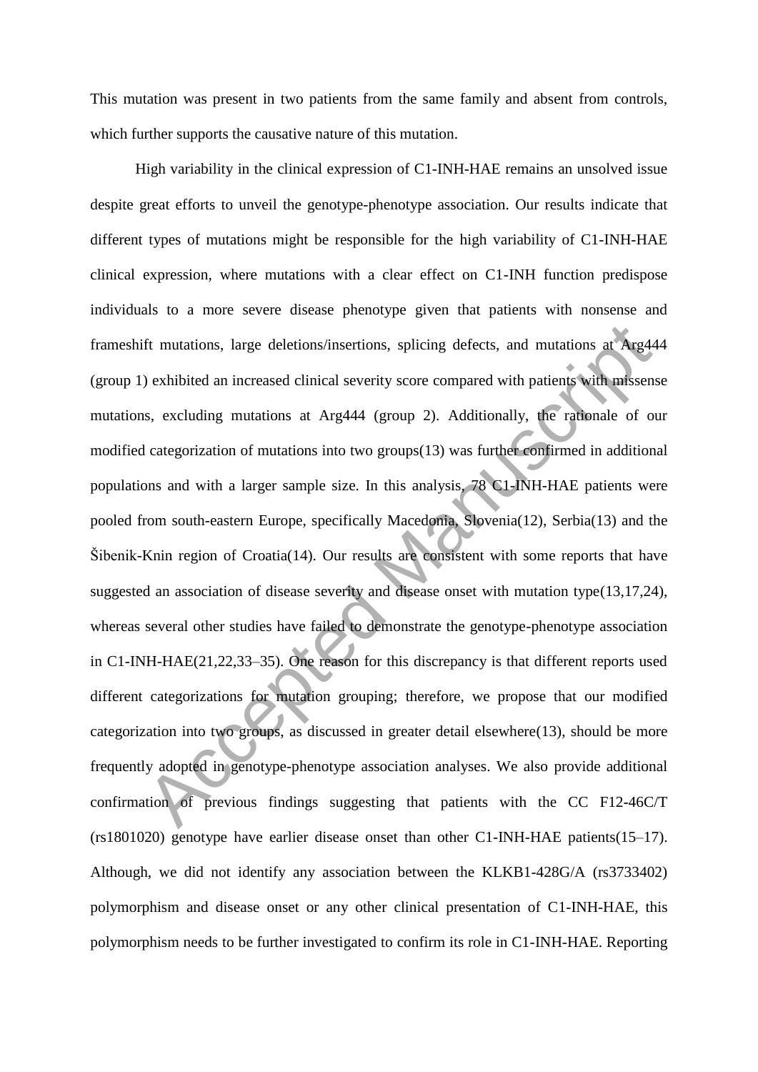This mutation was present in two patients from the same family and absent from controls, which further supports the causative nature of this mutation.

High variability in the clinical expression of C1-INH-HAE remains an unsolved issue despite great efforts to unveil the genotype-phenotype association. Our results indicate that different types of mutations might be responsible for the high variability of C1-INH-HAE clinical expression, where mutations with a clear effect on C1-INH function predispose individuals to a more severe disease phenotype given that patients with nonsense and frameshift mutations, large deletions/insertions, splicing defects, and mutations at Arg444 (group 1) exhibited an increased clinical severity score compared with patients with missense mutations, excluding mutations at Arg444 (group 2). Additionally, the rationale of our modified categorization of mutations into two groups(13) was further confirmed in additional populations and with a larger sample size. In this analysis, 78 C1-INH-HAE patients were pooled from south-eastern Europe, specifically Macedonia, Slovenia(12), Serbia(13) and the Šibenik-Knin region of Croatia(14). Our results are consistent with some reports that have suggested an association of disease severity and disease onset with mutation type(13,17,24), whereas several other studies have failed to demonstrate the genotype-phenotype association in C1-INH-HAE(21,22,33–35). One reason for this discrepancy is that different reports used different categorizations for mutation grouping; therefore, we propose that our modified categorization into two groups, as discussed in greater detail elsewhere(13), should be more frequently adopted in genotype-phenotype association analyses. We also provide additional confirmation of previous findings suggesting that patients with the CC F12-46C/T (rs1801020) genotype have earlier disease onset than other C1-INH-HAE patients(15–17). Although, we did not identify any association between the KLKB1-428G/A (rs3733402) polymorphism and disease onset or any other clinical presentation of C1-INH-HAE, this polymorphism needs to be further investigated to confirm its role in C1-INH-HAE. Reporting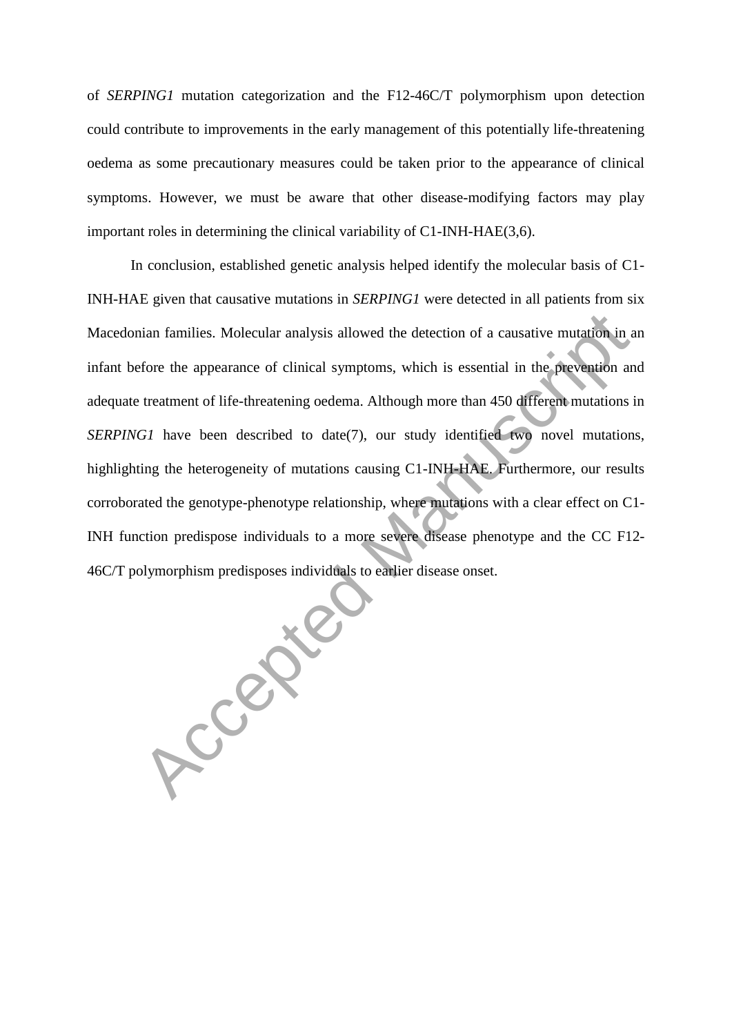of *SERPING1* mutation categorization and the F12-46C/T polymorphism upon detection could contribute to improvements in the early management of this potentially life-threatening oedema as some precautionary measures could be taken prior to the appearance of clinical symptoms. However, we must be aware that other disease-modifying factors may play important roles in determining the clinical variability of C1-INH-HAE(3,6).

In conclusion, established genetic analysis helped identify the molecular basis of C1-INH-HAE given that causative mutations in *SERPING1* were detected in all patients from six Macedonian families. Molecular analysis allowed the detection of a causative mutation in an infant before the appearance of clinical symptoms, which is essential in the prevention and adequate treatment of life-threatening oedema. Although more than 450 different mutations in *SERPING1* have been described to date(7), our study identified two novel mutations, highlighting the heterogeneity of mutations causing C1-INH-HAE. Furthermore, our results corroborated the genotype-phenotype relationship, where mutations with a clear effect on C1-INH function predispose individuals to a more severe disease phenotype and the CC F12-46C/T polymorphism predisposes individuals to earlier disease onset.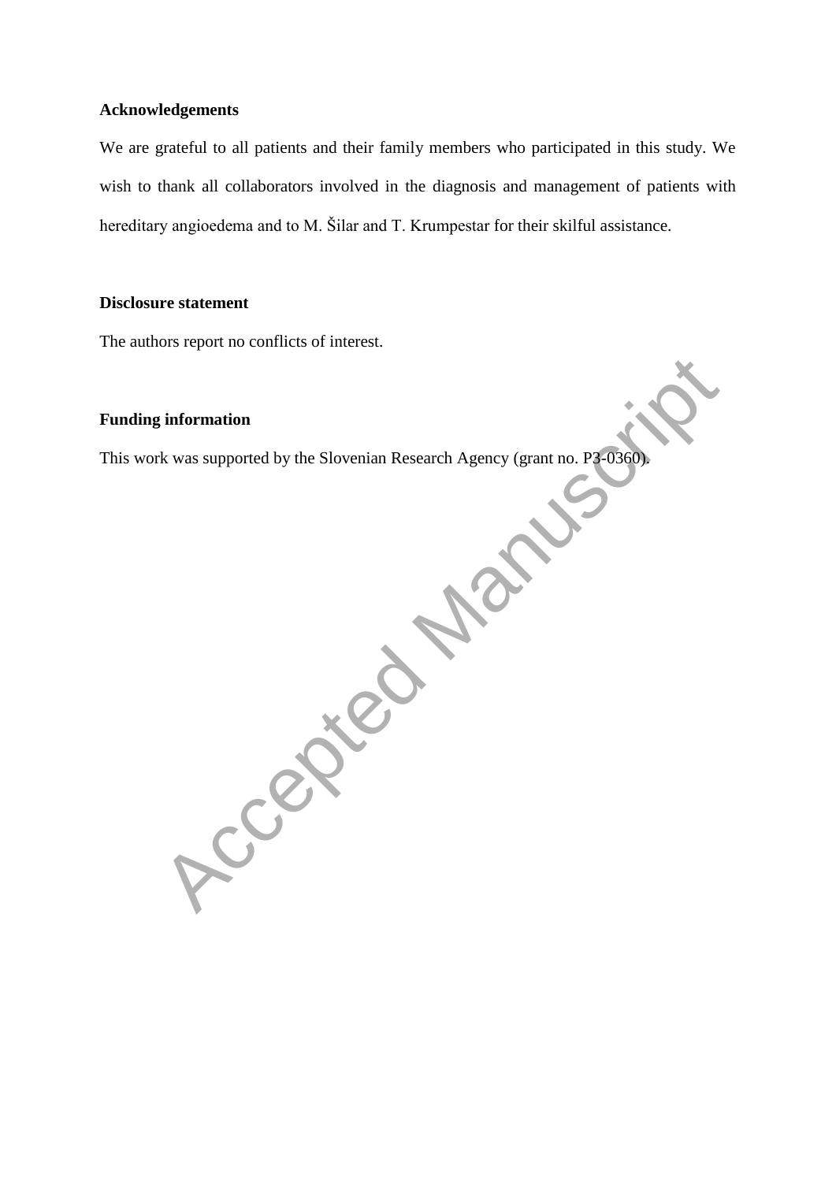## Acknowledgements

We are grateful to all patients and their family members who participated in this study. We wish to thank all collaborators involved in the diagnosis and management of patients with hereditary angioedema and to M. Šilar and T. Krumpestar for their skilful assistance.

## Disclosure statement

The authors report no conflicts of interest.

## Funding information

This work was supported by the Slovenian Research Agency (grant no. P3-0360).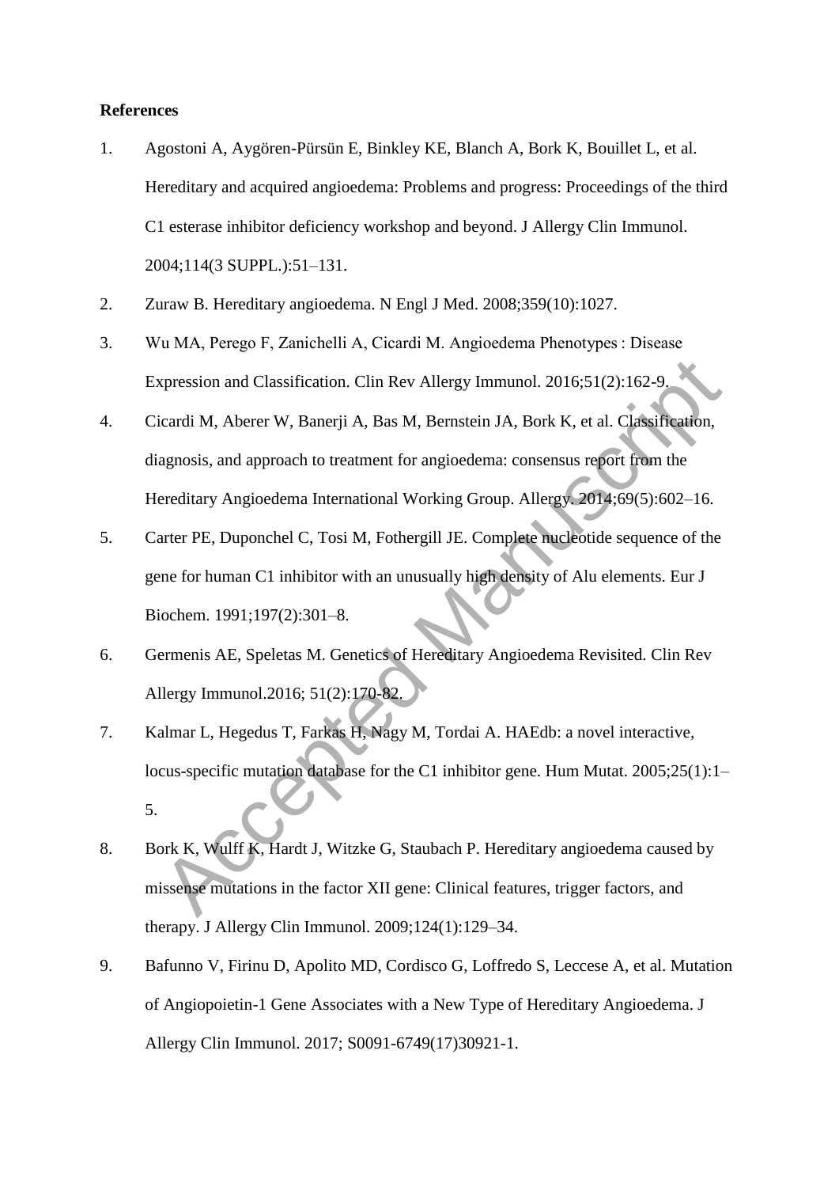**References**

1. Agostoni A, Aygören-Pürsün E, Binkley KE, Blanch A, Bork K, Bouillet L, et al. Hereditary and acquired angioedema: Problems and progress: Proceedings of the third C1 esterase inhibitor deficiency workshop and beyond. J Allergy Clin Immunol. 2004;114(3 SUPPL.):51–131.
2. Zuraw B. Hereditary angioedema. N Engl J Med. 2008;359(10):1027.
3. Wu MA, Perego F, Zanichelli A, Cicardi M. Angioedema Phenotypes : Disease Expression and Classification. Clin Rev Allergy Immunol. 2016;51(2):162-9.
4. Cicardi M, Aberer W, Banerji A, Bas M, Bernstein JA, Bork K, et al. Classification, diagnosis, and approach to treatment for angioedema: consensus report from the Hereditary Angioedema International Working Group. Allergy. 2014;69(5):602–16.
5. Carter PE, Duponchel C, Tosi M, Fothergill JE. Complete nucleotide sequence of the gene for human C1 inhibitor with an unusually high density of Alu elements. Eur J Biochem. 1991;197(2):301–8.
6. Germenis AE, Speletas M. Genetics of Hereditary Angioedema Revisited. Clin Rev Allergy Immunol.2016; 51(2):170-82.
7. Kalmar L, Hegedus T, Farkas H, Nagy M, Tordai A. HAEdb: a novel interactive, locus-specific mutation database for the C1 inhibitor gene. Hum Mutat. 2005;25(1):1–5.
8. Bork K, Wulff K, Hardt J, Witzke G, Staubach P. Hereditary angioedema caused by missense mutations in the factor XII gene: Clinical features, trigger factors, and therapy. J Allergy Clin Immunol. 2009;124(1):129–34.
9. Bafunno V, Firinu D, Apolito MD, Cordisco G, Loffredo S, Leccese A, et al. Mutation of Angiopoietin-1 Gene Associates with a New Type of Hereditary Angioedema. J Allergy Clin Immunol. 2017; S0091-6749(17)30921-1.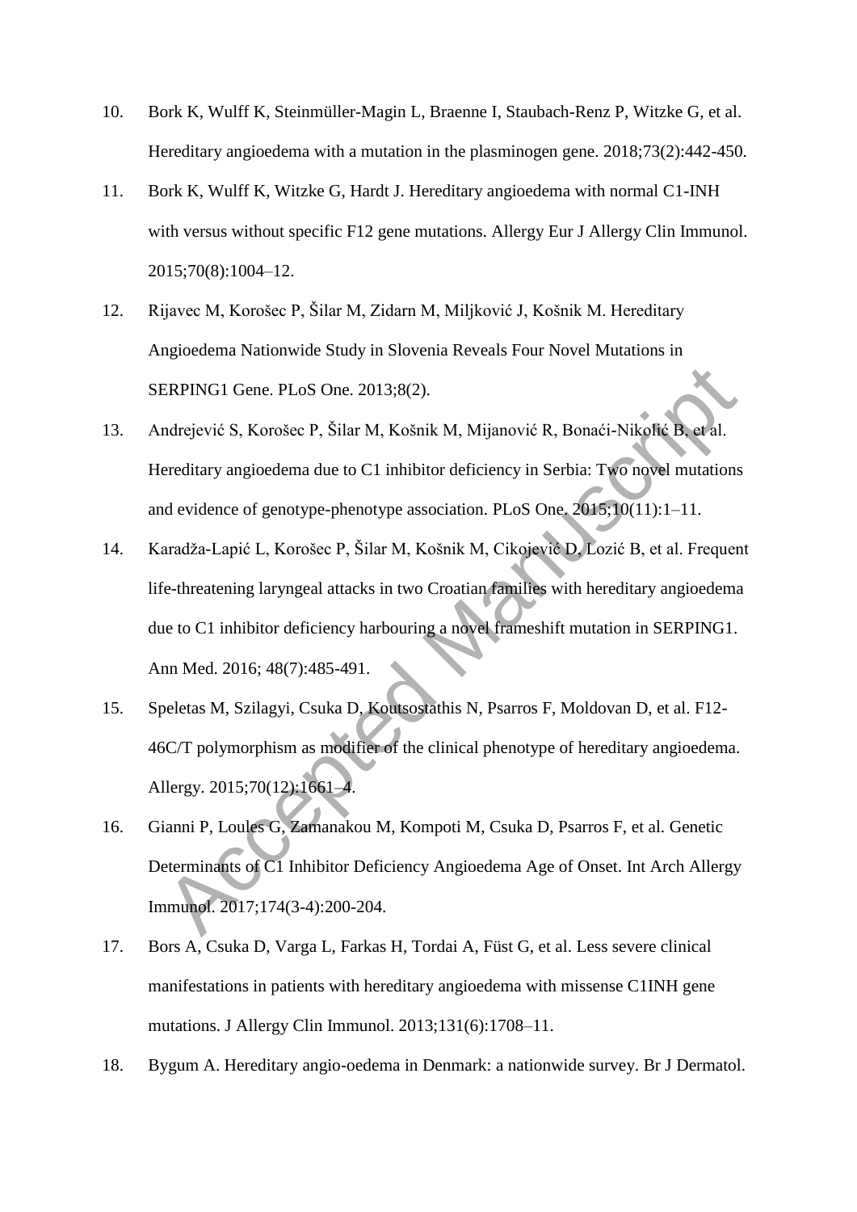10. Bork K, Wulff K, Steinmüller-Magin L, Braenne I, Staubach-Renz P, Witzke G, et al. Hereditary angioedema with a mutation in the plasminogen gene. 2018;73(2):442-450.
11. Bork K, Wulff K, Witzke G, Hardt J. Hereditary angioedema with normal C1-INH with versus without specific F12 gene mutations. Allergy Eur J Allergy Clin Immunol. 2015;70(8):1004–12.
12. Rijavec M, Korošec P, Šilar M, Zidarn M, Miljković J, Košnik M. Hereditary Angioedema Nationwide Study in Slovenia Reveals Four Novel Mutations in SERPING1 Gene. PLoS One. 2013;8(2).
13. Andrejević S, Korošec P, Šilar M, Košnik M, Mijanović R, Bonaći-Nikolić B, et al. Hereditary angioedema due to C1 inhibitor deficiency in Serbia: Two novel mutations and evidence of genotype-phenotype association. PLoS One. 2015;10(11):1–11.
14. Karadža-Lapić L, Korošec P, Šilar M, Košnik M, Cikojević D, Lozić B, et al. Frequent life-threatening laryngeal attacks in two Croatian families with hereditary angioedema due to C1 inhibitor deficiency harbouring a novel frameshift mutation in SERPING1. Ann Med. 2016; 48(7):485-491.
15. Speletas M, Szilagyi, Csuka D, Koutsostathis N, Psarros F, Moldovan D, et al. F12-46C/T polymorphism as modifier of the clinical phenotype of hereditary angioedema. Allergy. 2015;70(12):1661–4.
16. Gianni P, Loules G, Zamanakou M, Kompoti M, Csuka D, Psarros F, et al. Genetic Determinants of C1 Inhibitor Deficiency Angioedema Age of Onset. Int Arch Allergy Immunol. 2017;174(3-4):200-204.
17. Bors A, Csuka D, Varga L, Farkas H, Tordai A, Füst G, et al. Less severe clinical manifestations in patients with hereditary angioedema with missense C1INH gene mutations. J Allergy Clin Immunol. 2013;131(6):1708–11.
18. Bygum A. Hereditary angio-oedema in Denmark: a nationwide survey. Br J Dermatol.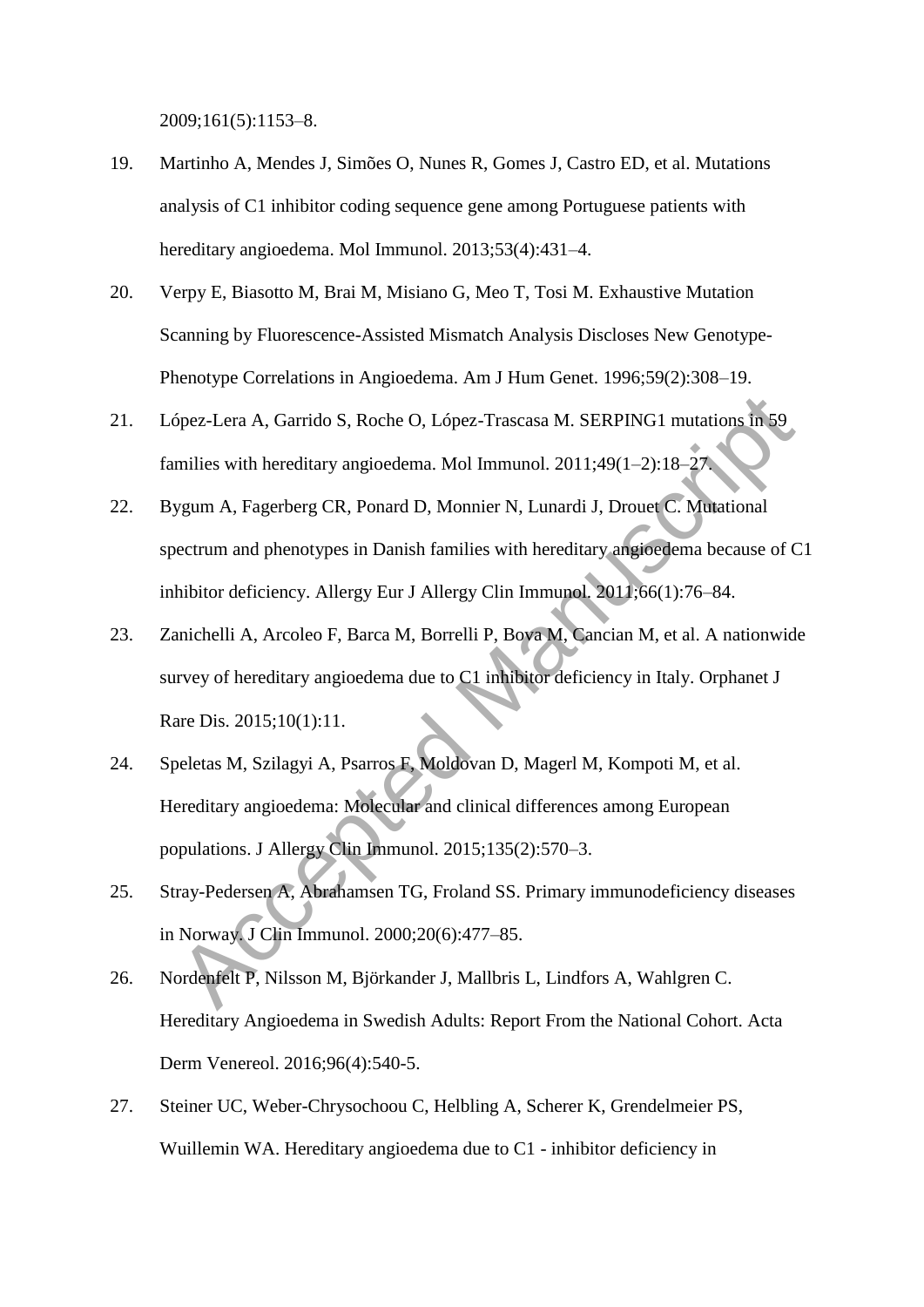2009;161(5):1153–8.

19. Martinho A, Mendes J, Simões O, Nunes R, Gomes J, Castro ED, et al. Mutations analysis of C1 inhibitor coding sequence gene among Portuguese patients with hereditary angioedema. Mol Immunol. 2013;53(4):431–4.

20. Verpy E, Biasotto M, Brai M, Misiano G, Meo T, Tosi M. Exhaustive Mutation Scanning by Fluorescence-Assisted Mismatch Analysis Discloses New Genotype-Phenotype Correlations in Angioedema. Am J Hum Genet. 1996;59(2):308–19.

21. López-Lera A, Garrido S, Roche O, López-Trascasa M. SERPING1 mutations in 59 families with hereditary angioedema. Mol Immunol. 2011;49(1–2):18–27.

22. Bygum A, Fagerberg CR, Ponard D, Monnier N, Lunardi J, Drouet C. Mutational spectrum and phenotypes in Danish families with hereditary angioedema because of C1 inhibitor deficiency. Allergy Eur J Allergy Clin Immunol. 2011;66(1):76–84.

23. Zanichelli A, Arcoleo F, Barca M, Borrelli P, Bova M, Cancian M, et al. A nationwide survey of hereditary angioedema due to C1 inhibitor deficiency in Italy. Orphanet J Rare Dis. 2015;10(1):11.

24. Speletas M, Szilagyi A, Psarros F, Moldovan D, Magerl M, Kompoti M, et al. Hereditary angioedema: Molecular and clinical differences among European populations. J Allergy Clin Immunol. 2015;135(2):570–3.

25. Stray-Pedersen A, Abrahamsen TG, Froland SS. Primary immunodeficiency diseases in Norway. J Clin Immunol. 2000;20(6):477–85.

26. Nordenfelt P, Nilsson M, Björkander J, Mallbris L, Lindfors A, Wahlgren C. Hereditary Angioedema in Swedish Adults: Report From the National Cohort. Acta Derm Venereol. 2016;96(4):540-5.

27. Steiner UC, Weber-Chrysochoou C, Helbling A, Scherer K, Grendelmeier PS, Wuillemin WA. Hereditary angioedema due to C1 - inhibitor deficiency in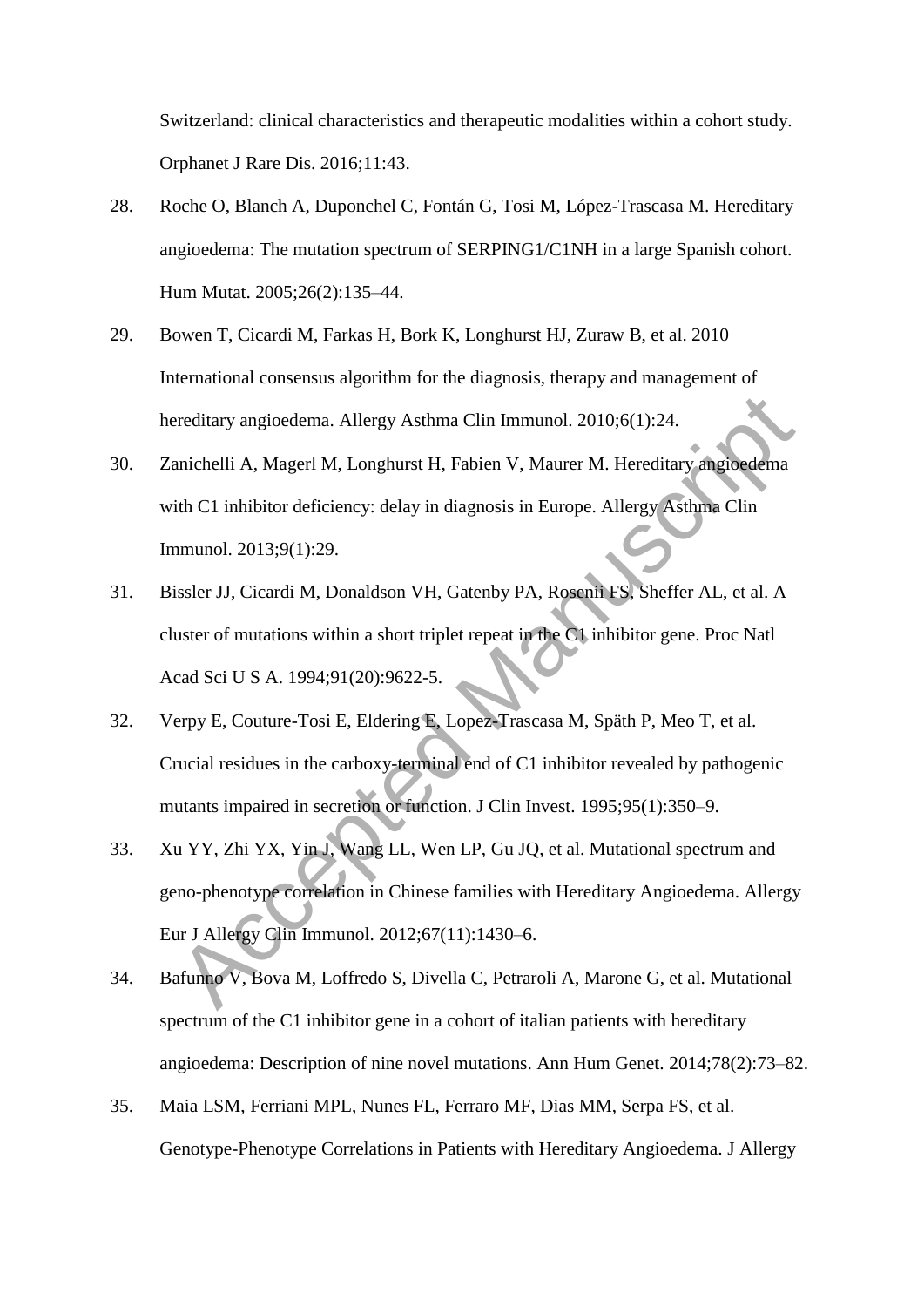Switzerland: clinical characteristics and therapeutic modalities within a cohort study. Orphanet J Rare Dis. 2016;11:43.

28. Roche O, Blanch A, Duponchel C, Fontán G, Tosi M, López-Trascasa M. Hereditary angioedema: The mutation spectrum of SERPING1/C1NH in a large Spanish cohort. Hum Mutat. 2005;26(2):135–44.

29. Bowen T, Cicardi M, Farkas H, Bork K, Longhurst HJ, Zuraw B, et al. 2010 International consensus algorithm for the diagnosis, therapy and management of hereditary angioedema. Allergy Asthma Clin Immunol. 2010;6(1):24.

30. Zanichelli A, Magerl M, Longhurst H, Fabien V, Maurer M. Hereditary angioedema with C1 inhibitor deficiency: delay in diagnosis in Europe. Allergy Asthma Clin Immunol. 2013;9(1):29.

31. Bissler JJ, Cicardi M, Donaldson VH, Gatenby PA, Rosenii FS, Sheffer AL, et al. A cluster of mutations within a short triplet repeat in the C1 inhibitor gene. Proc Natl Acad Sci U S A. 1994;91(20):9622-5.

32. Verpy E, Couture-Tosi E, Eldering E, Lopez-Trascasa M, Späth P, Meo T, et al. Crucial residues in the carboxy-terminal end of C1 inhibitor revealed by pathogenic mutants impaired in secretion or function. J Clin Invest. 1995;95(1):350–9.

33. Xu YY, Zhi YX, Yin J, Wang LL, Wen LP, Gu JQ, et al. Mutational spectrum and geno-phenotype correlation in Chinese families with Hereditary Angioedema. Allergy Eur J Allergy Clin Immunol. 2012;67(11):1430–6.

34. Bafunno V, Bova M, Loffredo S, Divella C, Petraroli A, Marone G, et al. Mutational spectrum of the C1 inhibitor gene in a cohort of italian patients with hereditary angioedema: Description of nine novel mutations. Ann Hum Genet. 2014;78(2):73–82.

35. Maia LSM, Ferriani MPL, Nunes FL, Ferraro MF, Dias MM, Serpa FS, et al. Genotype-Phenotype Correlations in Patients with Hereditary Angioedema. J Allergy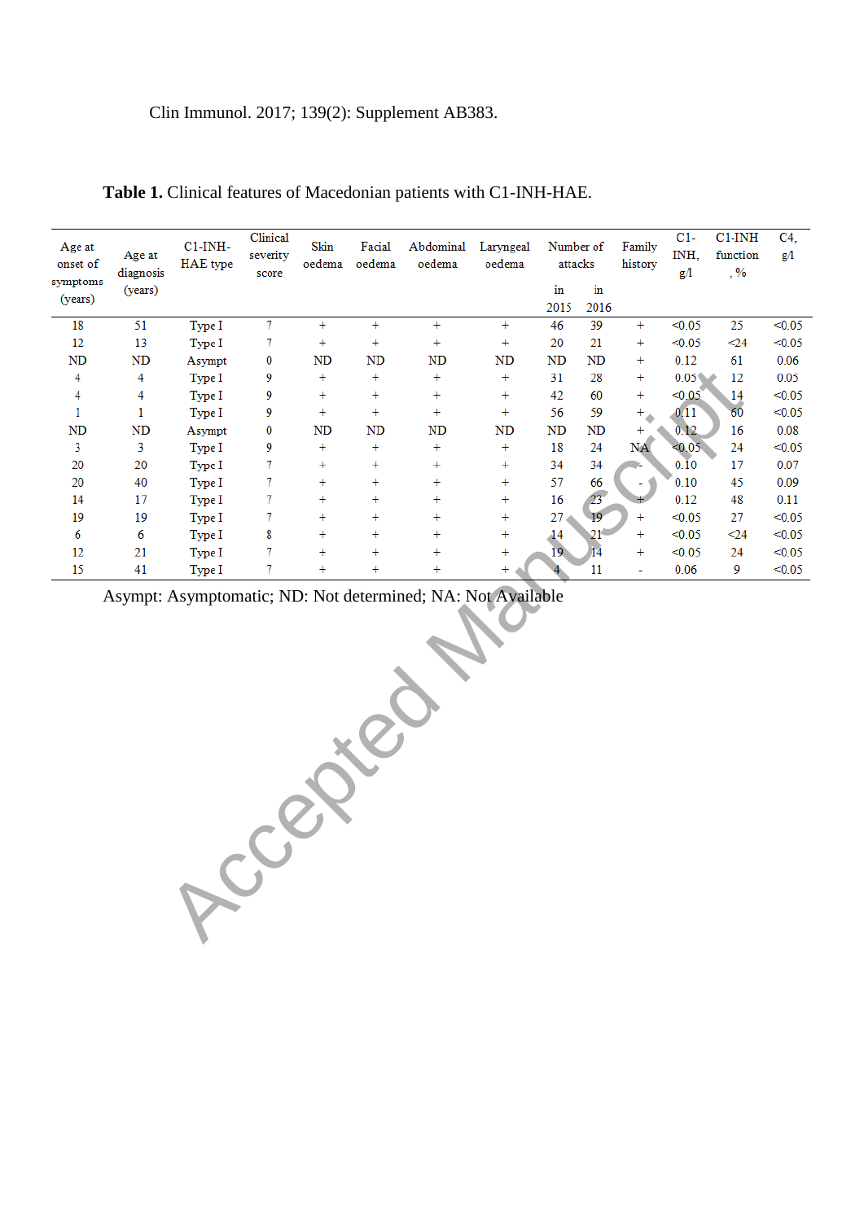Clin Immunol. 2017; 139(2): Supplement AB383.

**Table 1.** Clinical features of Macedonian patients with C1-INH-HAE.

| Age at onset of symptoms (years) | Age at diagnosis (years) | C1-INH-HAE type | Clinical severity score | Skin oedema | Facial oedema | Abdominal oedema | Laryngeal oedema | Number of attacks in 2015 | Number of attacks in 2016 | Family history | C1-INH, g/l | C1-INH function, % | C4, g/l |
|---|---|---|---|---|---|---|---|---|---|---|---|---|---|
| 18 | 51 | Type I | 7 | + | + | + | + | 46 | 39 | + | <0.05 | 25 | <0.05 |
| 12 | 13 | Type I | 7 | + | + | + | + | 20 | 21 | + | <0.05 | <24 | <0.05 |
| ND | ND | Asympt | 0 | ND | ND | ND | ND | ND | ND | + | 0.12 | 61 | 0.06 |
| 4 | 4 | Type I | 9 | + | + | + | + | 31 | 28 | + | 0.05 | 12 | 0.05 |
| 4 | 4 | Type I | 9 | + | + | + | + | 42 | 60 | + | <0.05 | 14 | <0.05 |
| 1 | 1 | Type I | 9 | + | + | + | + | 56 | 59 | + | 0.11 | 60 | <0.05 |
| ND | ND | Asympt | 0 | ND | ND | ND | ND | ND | ND | + | 0.12 | 16 | 0.08 |
| 3 | 3 | Type I | 9 | + | + | + | + | 18 | 24 | NA | <0.05 | 24 | <0.05 |
| 20 | 20 | Type I | 7 | + | + | + | + | 34 | 34 | - | 0.10 | 17 | 0.07 |
| 20 | 40 | Type I | 7 | + | + | + | + | 57 | 66 | - | 0.10 | 45 | 0.09 |
| 14 | 17 | Type I | 7 | + | + | + | + | 16 | 23 | + | 0.12 | 48 | 0.11 |
| 19 | 19 | Type I | 7 | + | + | + | + | 27 | 19 | + | <0.05 | 27 | <0.05 |
| 6 | 6 | Type I | 8 | + | + | + | + | 14 | 21 | + | <0.05 | <24 | <0.05 |
| 12 | 21 | Type I | 7 | + | + | + | + | 19 | 14 | + | <0.05 | 24 | <0.05 |
| 15 | 41 | Type I | 7 | + | + | + | + | 4 | 11 | - | 0.06 | 9 | <0.05 |

Asympt: Asymptomatic; ND: Not determined; NA: Not Available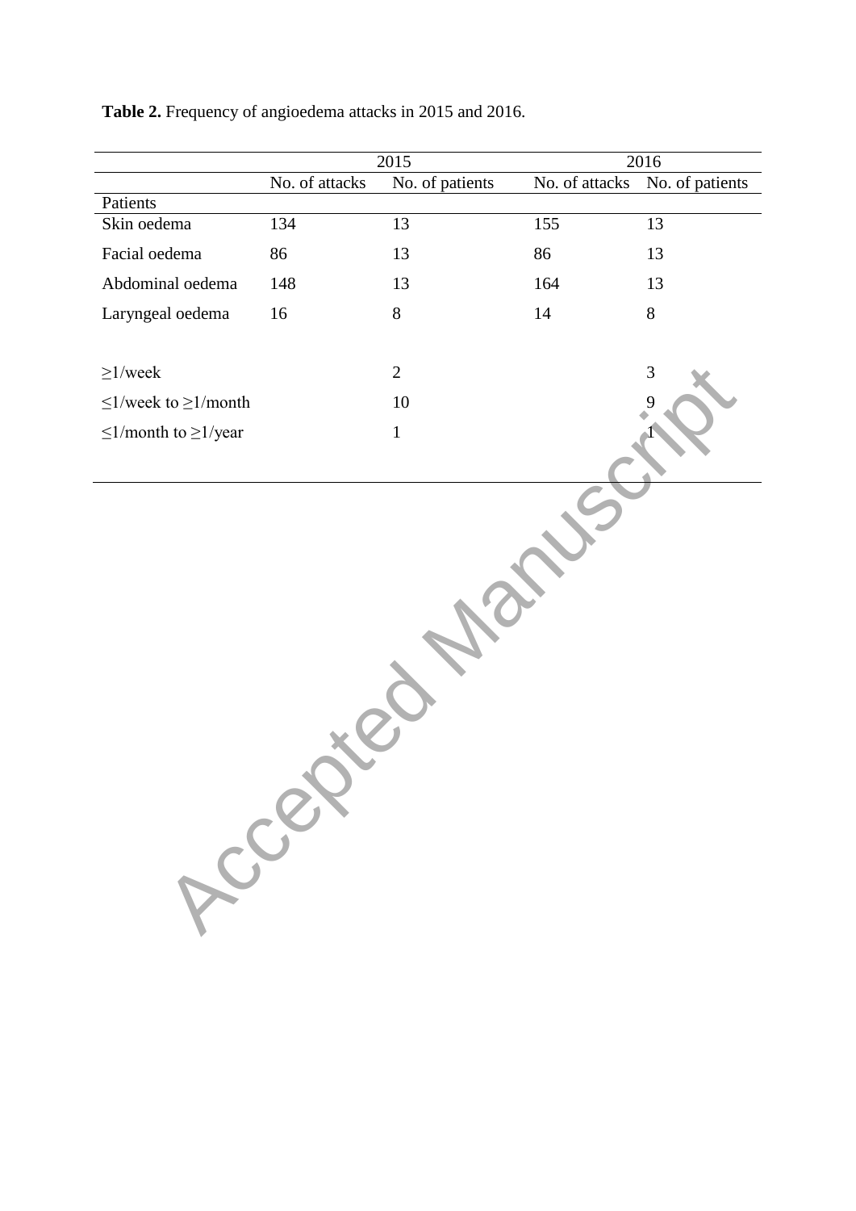**Table 2.** Frequency of angioedema attacks in 2015 and 2016.

| | 2015 | | 2016 | |
|---|---|---|---|---|
| | No. of attacks | No. of patients | No. of attacks | No. of patients |
| Patients | | | | |
| Skin oedema | 134 | 13 | 155 | 13 |
| Facial oedema | 86 | 13 | 86 | 13 |
| Abdominal oedema | 148 | 13 | 164 | 13 |
| Laryngeal oedema | 16 | 8 | 14 | 8 |
| | | | | |
| ≥1/week | | 2 | | 3 |
| ≤1/week to ≥1/month | | 10 | | 9 |
| ≤1/month to ≥1/year | | 1 | | 1 |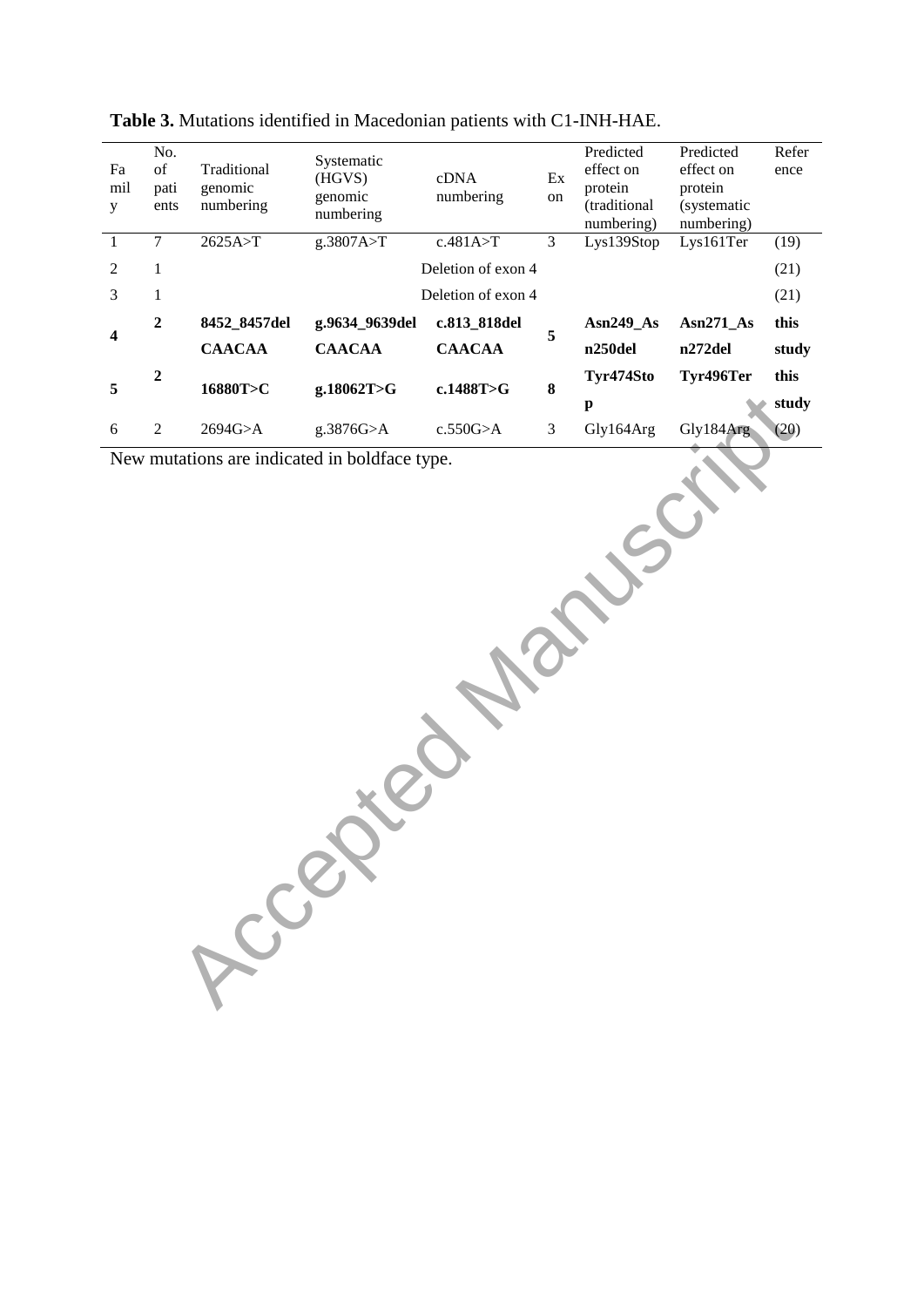**Table 3.** Mutations identified in Macedonian patients with C1-INH-HAE.

| Family | No. of patients | Traditional genomic numbering | Systematic (HGVS) genomic numbering | cDNA numbering | Exon | Predicted effect on protein (traditional numbering) | Predicted effect on protein (systematic numbering) | Reference |
|---|---|---|---|---|---|---|---|---|
| 1 | 7 | 2625A>T | g.3807A>T | c.481A>T | 3 | Lys139Stop | Lys161Ter | (19) |
| 2 | 1 | | | Deletion of exon 4 | | | | (21) |
| 3 | 1 | | | Deletion of exon 4 | | | | (21) |
| **4** | **2** | **8452_8457del CAACAA** | **g.9634_9639del CAACAA** | **c.813_818del CAACAA** | **5** | **Asn249_Asn250del** | **Asn271_Asn272del** | **this study** |
| **5** | **2** | **16880T>C** | **g.18062T>G** | **c.1488T>G** | **8** | **Tyr474Stop** | **Tyr496Ter** | **this study** |
| 6 | 2 | 2694G>A | g.3876G>A | c.550G>A | 3 | Gly164Arg | Gly184Arg | (20) |

New mutations are indicated in boldface type.